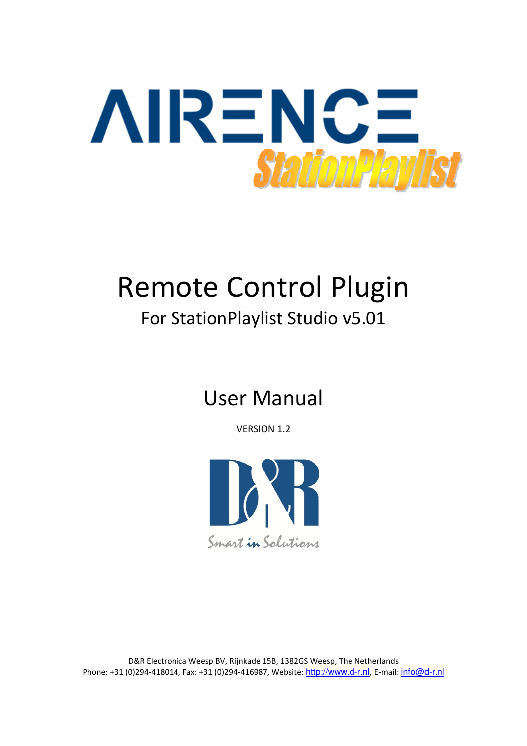# AIRENCE StationPlaylist

# Remote Control Plugin

## For StationPlaylist Studio v5.01

# User Manual

VERSION 1.2

D&R

Smart in Solutions

D&R Electronica Weesp BV, Rijnkade 15B, 1382GS Weesp, The Netherlands
Phone: +31 (0)294-418014, Fax: +31 (0)294-416987, Website: http://www.d-r.nl, E-mail: info@d-r.nl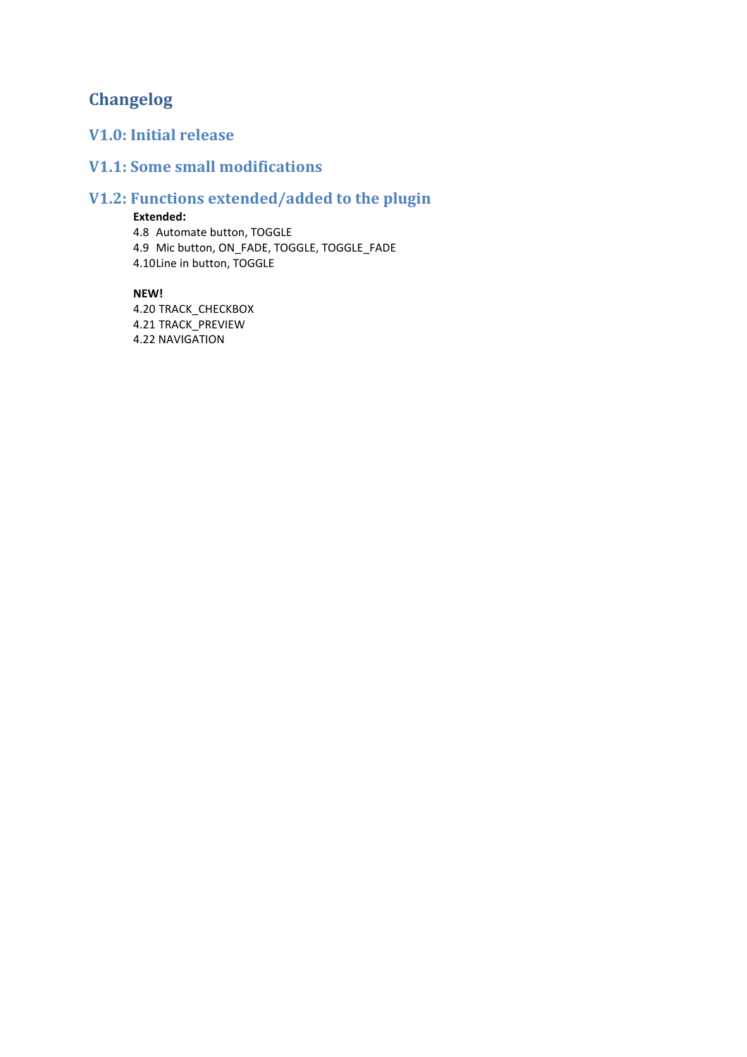# Changelog

## V1.0: Initial release

## V1.1: Some small modifications

## V1.2: Functions extended/added to the plugin

**Extended:**

4.8 Automate button, TOGGLE
4.9 Mic button, ON_FADE, TOGGLE, TOGGLE_FADE
4.10Line in button, TOGGLE

**NEW!**

4.20 TRACK_CHECKBOX
4.21 TRACK_PREVIEW
4.22 NAVIGATION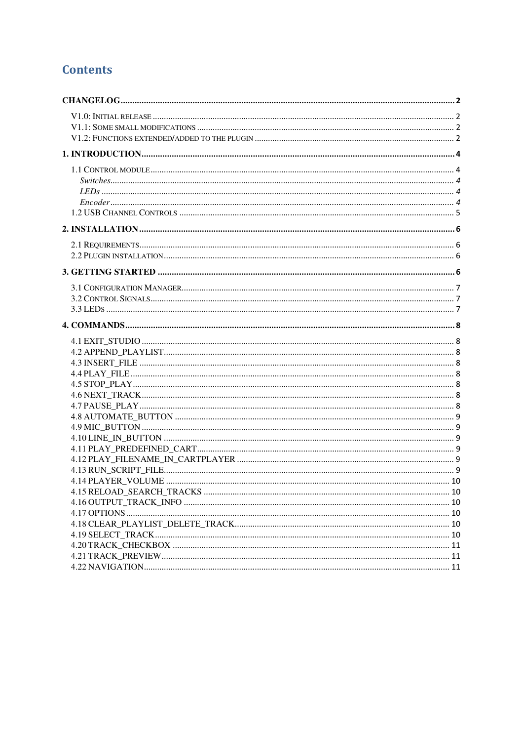# Contents

**CHANGELOG** ..... **2**

V1.0: Initial release ..... 2
V1.1: Some small modifications ..... 2
V1.2: Functions extended/added to the plugin ..... 2

**1. INTRODUCTION** ..... **4**

1.1 Control module ..... 4
*Switches* ..... *4*
*LEDs* ..... *4*
*Encoder* ..... *4*
1.2 USB Channel Controls ..... 5

**2. INSTALLATION** ..... **6**

2.1 Requirements ..... 6
2.2 Plugin installation ..... 6

**3. GETTING STARTED** ..... **6**

3.1 Configuration Manager ..... 7
3.2 Control Signals ..... 7
3.3 LEDs ..... 7

**4. COMMANDS** ..... **8**

4.1 EXIT_STUDIO ..... 8
4.2 APPEND_PLAYLIST ..... 8
4.3 INSERT_FILE ..... 8
4.4 PLAY_FILE ..... 8
4.5 STOP_PLAY ..... 8
4.6 NEXT_TRACK ..... 8
4.7 PAUSE_PLAY ..... 8
4.8 AUTOMATE_BUTTON ..... 9
4.9 MIC_BUTTON ..... 9
4.10 LINE_IN_BUTTON ..... 9
4.11 PLAY_PREDEFINED_CART ..... 9
4.12 PLAY_FILENAME_IN_CARTPLAYER ..... 9
4.13 RUN_SCRIPT_FILE ..... 9
4.14 PLAYER_VOLUME ..... 10
4.15 RELOAD_SEARCH_TRACKS ..... 10
4.16 OUTPUT_TRACK_INFO ..... 10
4.17 OPTIONS ..... 10
4.18 CLEAR_PLAYLIST_DELETE_TRACK ..... 10
4.19 SELECT_TRACK ..... 10
4.20 TRACK_CHECKBOX ..... 11
4.21 TRACK_PREVIEW ..... 11
4.22 NAVIGATION ..... 11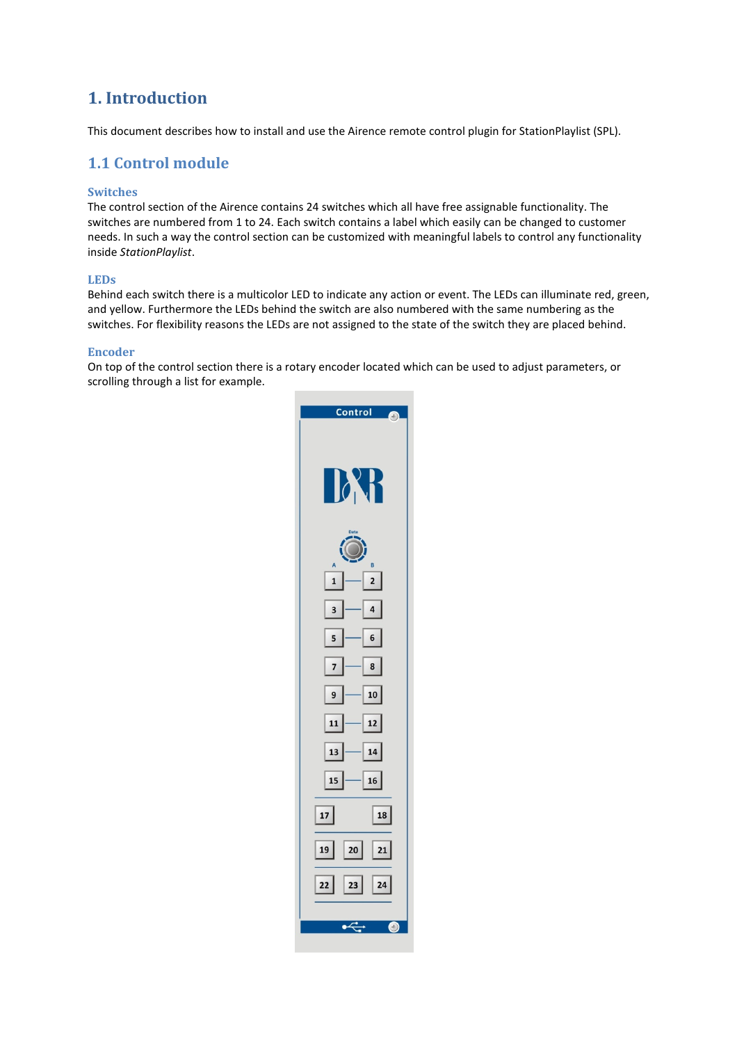# 1. Introduction

This document describes how to install and use the Airence remote control plugin for StationPlaylist (SPL).

## 1.1 Control module

### Switches

The control section of the Airence contains 24 switches which all have free assignable functionality. The switches are numbered from 1 to 24. Each switch contains a label which easily can be changed to customer needs. In such a way the control section can be customized with meaningful labels to control any functionality inside *StationPlaylist*.

### LEDs

Behind each switch there is a multicolor LED to indicate any action or event. The LEDs can illuminate red, green, and yellow. Furthermore the LEDs behind the switch are also numbered with the same numbering as the switches. For flexibility reasons the LEDs are not assigned to the state of the switch they are placed behind.

### Encoder

On top of the control section there is a rotary encoder located which can be used to adjust parameters, or scrolling through a list for example.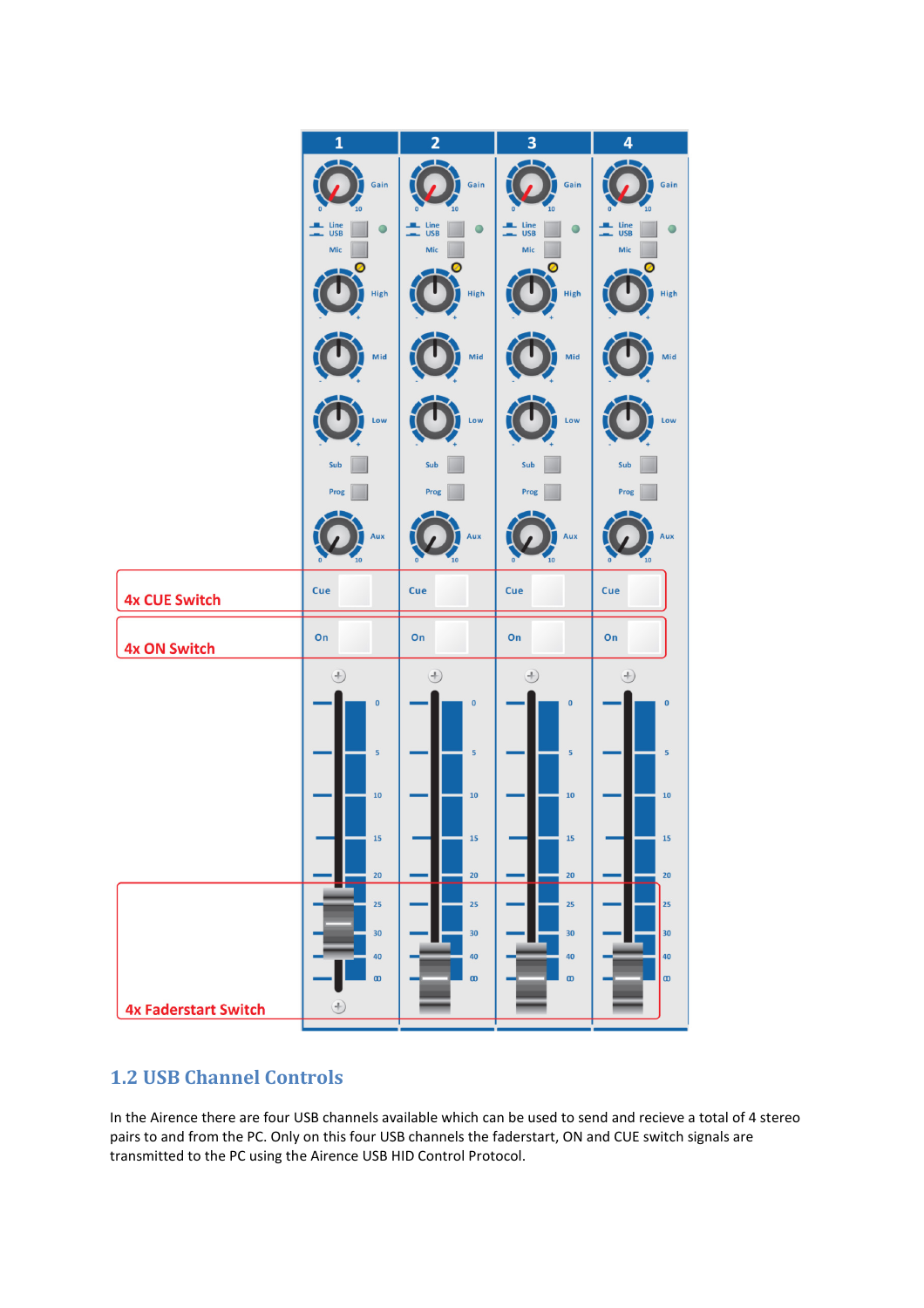4x CUE Switch

4x ON Switch

4x Faderstart Switch

## 1.2 USB Channel Controls

In the Airence there are four USB channels available which can be used to send and recieve a total of 4 stereo pairs to and from the PC. Only on this four USB channels the faderstart, ON and CUE switch signals are transmitted to the PC using the Airence USB HID Control Protocol.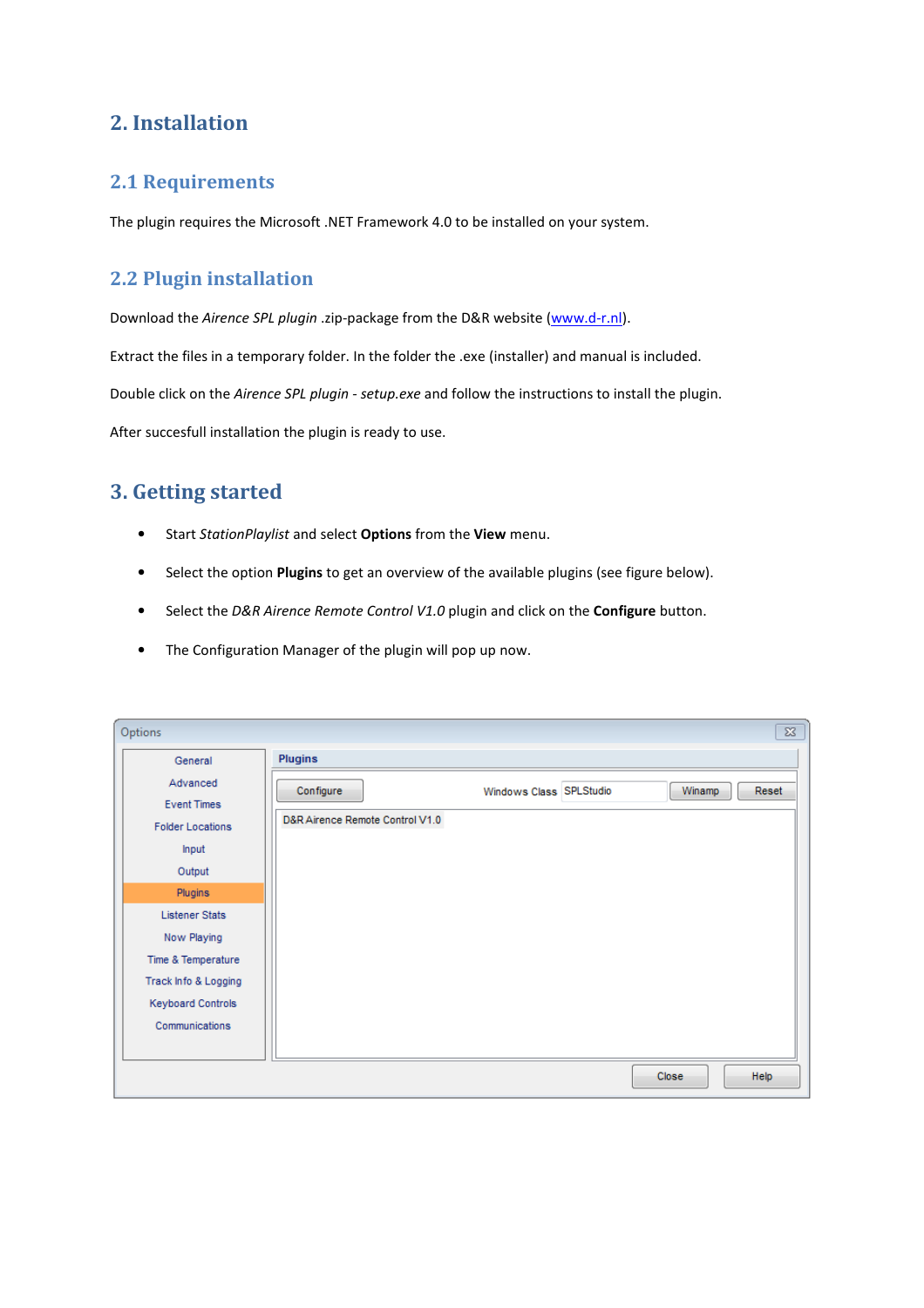# 2. Installation

## 2.1 Requirements

The plugin requires the Microsoft .NET Framework 4.0 to be installed on your system.

## 2.2 Plugin installation

Download the *Airence SPL plugin* .zip-package from the D&R website (www.d-r.nl).

Extract the files in a temporary folder. In the folder the .exe (installer) and manual is included.

Double click on the *Airence SPL plugin - setup.exe* and follow the instructions to install the plugin.

After succesfull installation the plugin is ready to use.

# 3. Getting started

- Start *StationPlaylist* and select **Options** from the **View** menu.
- Select the option **Plugins** to get an overview of the available plugins (see figure below).
- Select the *D&R Airence Remote Control V1.0* plugin and click on the **Configure** button.
- The Configuration Manager of the plugin will pop up now.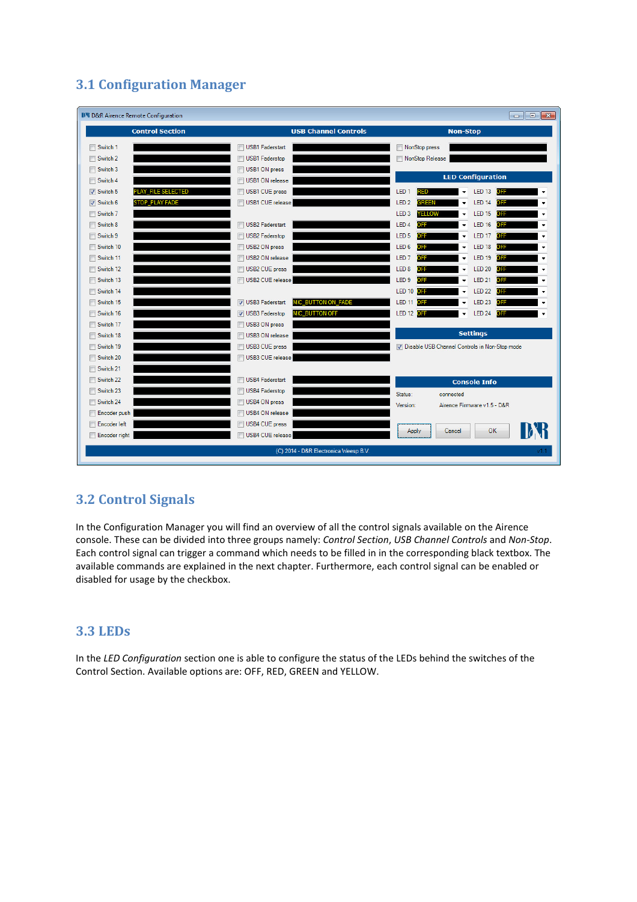## 3.1 Configuration Manager

## 3.2 Control Signals

In the Configuration Manager you will find an overview of all the control signals available on the Airence console. These can be divided into three groups namely: *Control Section*, *USB Channel Controls* and *Non-Stop*. Each control signal can trigger a command which needs to be filled in in the corresponding black textbox. The available commands are explained in the next chapter. Furthermore, each control signal can be enabled or disabled for usage by the checkbox.

## 3.3 LEDs

In the *LED Configuration* section one is able to configure the status of the LEDs behind the switches of the Control Section. Available options are: OFF, RED, GREEN and YELLOW.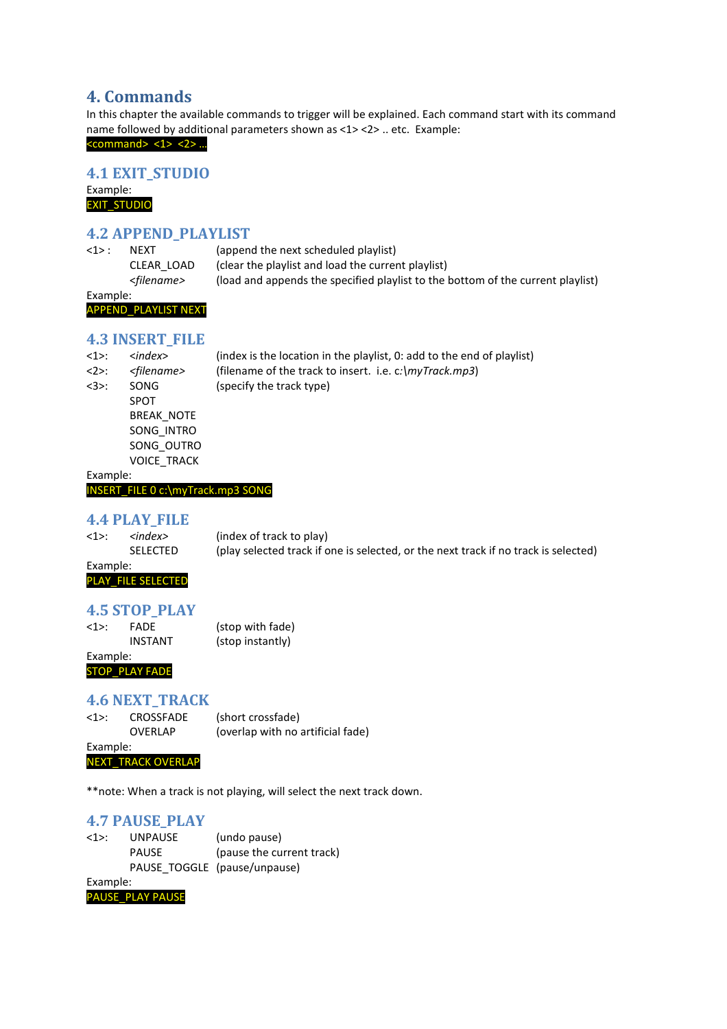# 4. Commands

In this chapter the available commands to trigger will be explained. Each command start with its command name followed by additional parameters shown as <1> <2> .. etc.  Example:

```
<command> <1> <2> ...
```

## 4.1 EXIT_STUDIO

Example:

```
EXIT_STUDIO
```

## 4.2 APPEND_PLAYLIST

| | | |
|---|---|---|
| <1> : | NEXT | (append the next scheduled playlist) |
| | CLEAR_LOAD | (clear the playlist and load the current playlist) |
| | *<filename>* | (load and appends the specified playlist to the bottom of the current playlist) |

Example:

```
APPEND_PLAYLIST NEXT
```

## 4.3 INSERT_FILE

| | | |
|---|---|---|
| <1>: | *<index>* | (index is the location in the playlist, 0: add to the end of playlist) |
| <2>: | *<filename>* | (filename of the track to insert.  i.e. c:\\*myTrack.mp3*) |
| <3>: | SONG | (specify the track type) |
| | SPOT | |
| | BREAK_NOTE | |
| | SONG_INTRO | |
| | SONG_OUTRO | |
| | VOICE_TRACK | |

Example:

```
INSERT_FILE 0 c:\myTrack.mp3 SONG
```

## 4.4 PLAY_FILE

| | | |
|---|---|---|
| <1>: | *<index>* | (index of track to play) |
| | SELECTED | (play selected track if one is selected, or the next track if no track is selected) |

Example:

```
PLAY_FILE SELECTED
```

## 4.5 STOP_PLAY

| | | |
|---|---|---|
| <1>: | FADE | (stop with fade) |
| | INSTANT | (stop instantly) |

Example:

```
STOP_PLAY FADE
```

## 4.6 NEXT_TRACK

| | | |
|---|---|---|
| <1>: | CROSSFADE | (short crossfade) |
| | OVERLAP | (overlap with no artificial fade) |

Example:

```
NEXT_TRACK OVERLAP
```

**note: When a track is not playing, will select the next track down.

## 4.7 PAUSE_PLAY

| | | |
|---|---|---|
| <1>: | UNPAUSE | (undo pause) |
| | PAUSE | (pause the current track) |
| | PAUSE_TOGGLE | (pause/unpause) |

Example:

```
PAUSE_PLAY PAUSE
```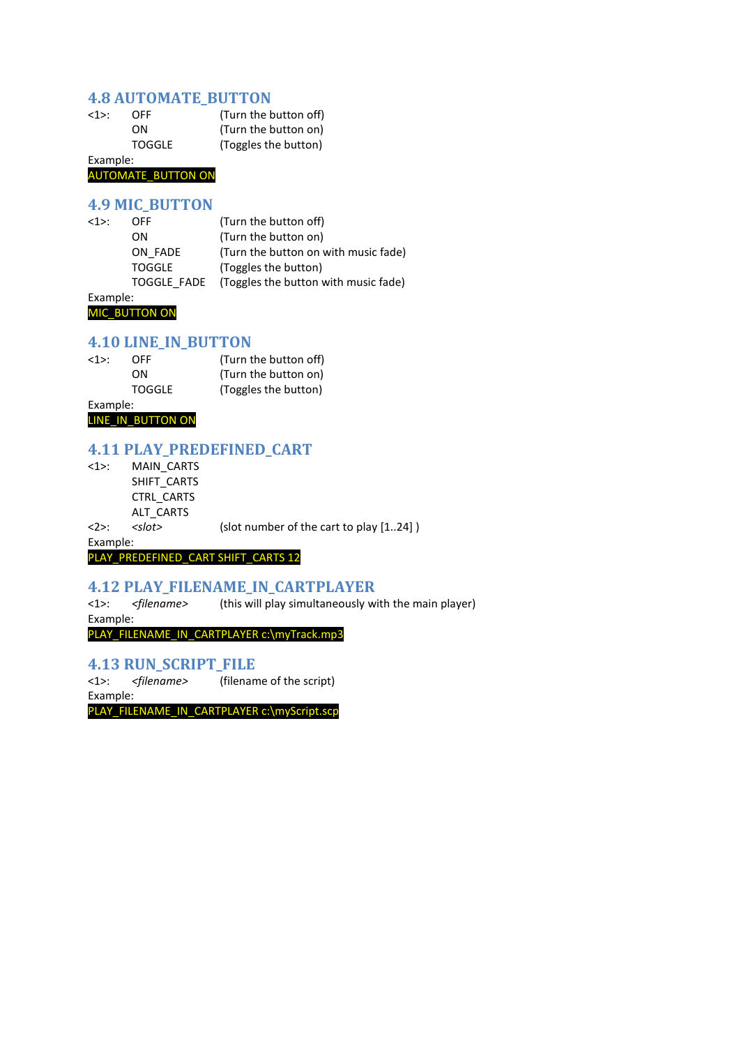### 4.8 AUTOMATE_BUTTON

<1>: OFF (Turn the button off)
ON (Turn the button on)
TOGGLE (Toggles the button)

Example:

```
AUTOMATE_BUTTON ON
```

### 4.9 MIC_BUTTON

<1>: OFF (Turn the button off)
ON (Turn the button on)
ON_FADE (Turn the button on with music fade)
TOGGLE (Toggles the button)
TOGGLE_FADE (Toggles the button with music fade)

Example:

```
MIC_BUTTON ON
```

### 4.10 LINE_IN_BUTTON

<1>: OFF (Turn the button off)
ON (Turn the button on)
TOGGLE (Toggles the button)

Example:

```
LINE_IN_BUTTON ON
```

### 4.11 PLAY_PREDEFINED_CART

<1>: MAIN_CARTS
SHIFT_CARTS
CTRL_CARTS
ALT_CARTS

<2>: *<slot>* (slot number of the cart to play [1..24] )

Example:

```
PLAY_PREDEFINED_CART SHIFT_CARTS 12
```

### 4.12 PLAY_FILENAME_IN_CARTPLAYER

<1>: *<filename>* (this will play simultaneously with the main player)

Example:

```
PLAY_FILENAME_IN_CARTPLAYER c:\myTrack.mp3
```

### 4.13 RUN_SCRIPT_FILE

<1>: *<filename>* (filename of the script)

Example:

```
PLAY_FILENAME_IN_CARTPLAYER c:\myScript.scp
```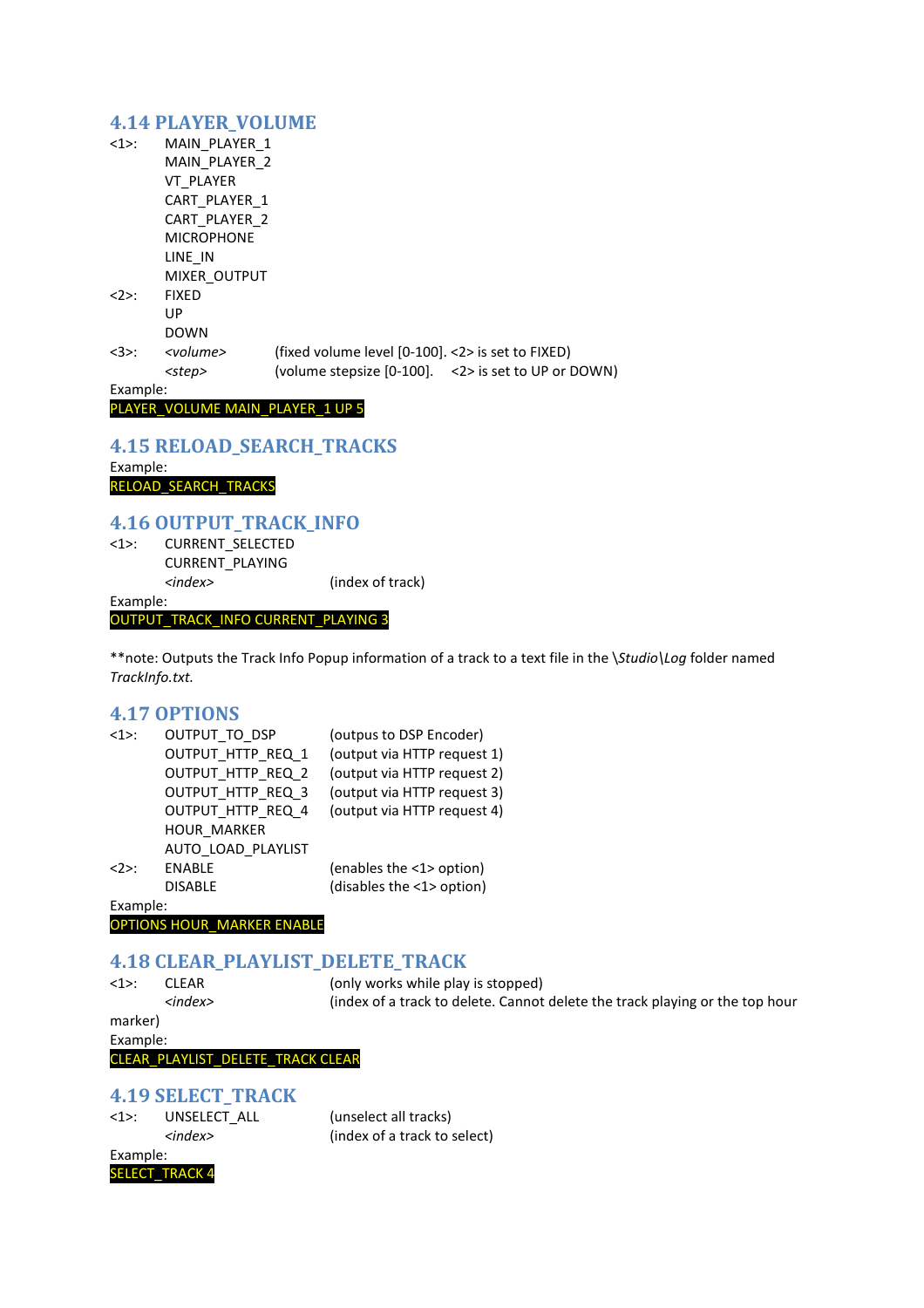### 4.14 PLAYER_VOLUME

| | | |
|---|---|---|
| <1>: | MAIN_PLAYER_1 | |
| | MAIN_PLAYER_2 | |
| | VT_PLAYER | |
| | CART_PLAYER_1 | |
| | CART_PLAYER_2 | |
| | MICROPHONE | |
| | LINE_IN | |
| | MIXER_OUTPUT | |
| <2>: | FIXED | |
| | UP | |
| | DOWN | |
| <3>: | *<volume>* | (fixed volume level [0-100]. <2> is set to FIXED) |
| | *<step>* | (volume stepsize [0-100]. <2> is set to UP or DOWN) |

Example:

```
PLAYER_VOLUME MAIN_PLAYER_1 UP 5
```

### 4.15 RELOAD_SEARCH_TRACKS

Example:

```
RELOAD_SEARCH_TRACKS
```

### 4.16 OUTPUT_TRACK_INFO

| | | |
|---|---|---|
| <1>: | CURRENT_SELECTED | |
| | CURRENT_PLAYING | |
| | *<index>* | (index of track) |

Example:

```
OUTPUT_TRACK_INFO CURRENT_PLAYING 3
```

**note: Outputs the Track Info Popup information of a track to a text file in the \*Studio*\*Log* folder named *TrackInfo.txt.*

### 4.17 OPTIONS

| | | |
|---|---|---|
| <1>: | OUTPUT_TO_DSP | (outpus to DSP Encoder) |
| | OUTPUT_HTTP_REQ_1 | (output via HTTP request 1) |
| | OUTPUT_HTTP_REQ_2 | (output via HTTP request 2) |
| | OUTPUT_HTTP_REQ_3 | (output via HTTP request 3) |
| | OUTPUT_HTTP_REQ_4 | (output via HTTP request 4) |
| | HOUR_MARKER | |
| | AUTO_LOAD_PLAYLIST | |
| <2>: | ENABLE | (enables the <1> option) |
| | DISABLE | (disables the <1> option) |

Example:

```
OPTIONS HOUR_MARKER ENABLE
```

### 4.18 CLEAR_PLAYLIST_DELETE_TRACK

| | | |
|---|---|---|
| <1>: | CLEAR | (only works while play is stopped) |
| | *<index>* | (index of a track to delete. Cannot delete the track playing or the top hour marker) |

Example:

```
CLEAR_PLAYLIST_DELETE_TRACK CLEAR
```

### 4.19 SELECT_TRACK

| | | |
|---|---|---|
| <1>: | UNSELECT_ALL | (unselect all tracks) |
| | *<index>* | (index of a track to select) |

Example:

```
SELECT_TRACK 4
```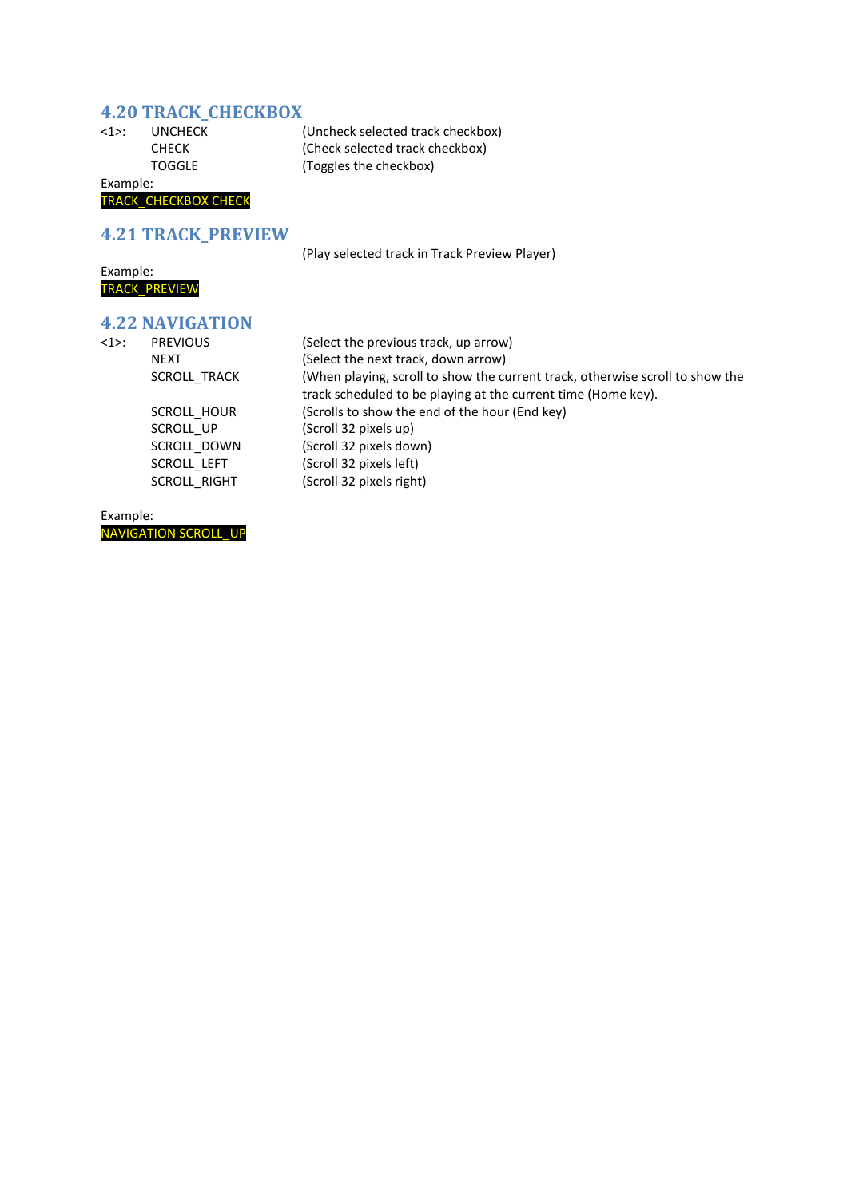## 4.20 TRACK_CHECKBOX

| | | |
|---|---|---|
| <1>: | UNCHECK | (Uncheck selected track checkbox) |
| | CHECK | (Check selected track checkbox) |
| | TOGGLE | (Toggles the checkbox) |

Example:

TRACK_CHECKBOX CHECK

## 4.21 TRACK_PREVIEW

(Play selected track in Track Preview Player)

Example:

TRACK_PREVIEW

## 4.22 NAVIGATION

| | | |
|---|---|---|
| <1>: | PREVIOUS | (Select the previous track, up arrow) |
| | NEXT | (Select the next track, down arrow) |
| | SCROLL_TRACK | (When playing, scroll to show the current track, otherwise scroll to show the track scheduled to be playing at the current time (Home key). |
| | SCROLL_HOUR | (Scrolls to show the end of the hour (End key) |
| | SCROLL_UP | (Scroll 32 pixels up) |
| | SCROLL_DOWN | (Scroll 32 pixels down) |
| | SCROLL_LEFT | (Scroll 32 pixels left) |
| | SCROLL_RIGHT | (Scroll 32 pixels right) |

Example:

NAVIGATION SCROLL_UP